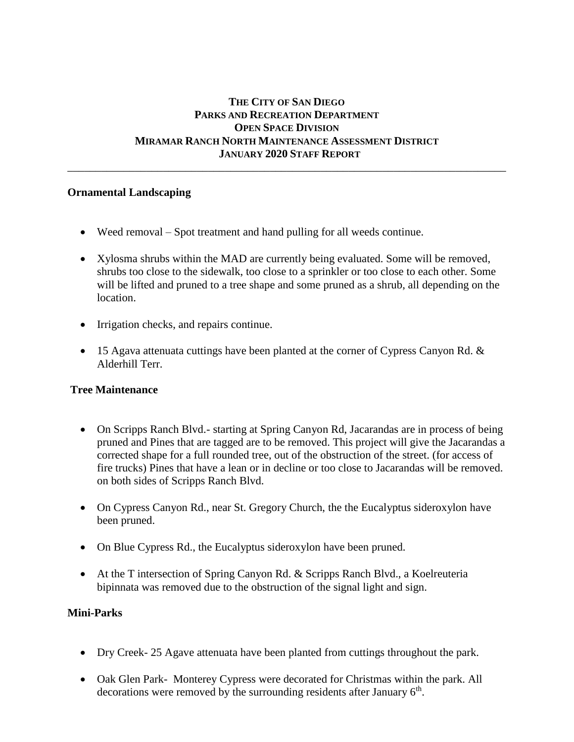**THE CITY OF SAN DIEGO**
**PARKS AND RECREATION DEPARTMENT**
**OPEN SPACE DIVISION**
**MIRAMAR RANCH NORTH MAINTENANCE ASSESSMENT DISTRICT**
**JANUARY 2020 STAFF REPORT**

---

## Ornamental Landscaping

- Weed removal – Spot treatment and hand pulling for all weeds continue.
- Xylosma shrubs within the MAD are currently being evaluated. Some will be removed, shrubs too close to the sidewalk, too close to a sprinkler or too close to each other. Some will be lifted and pruned to a tree shape and some pruned as a shrub, all depending on the location.
- Irrigation checks, and repairs continue.
- 15 Agava attenuata cuttings have been planted at the corner of Cypress Canyon Rd. & Alderhill Terr.

## Tree Maintenance

- On Scripps Ranch Blvd.- starting at Spring Canyon Rd, Jacarandas are in process of being pruned and Pines that are tagged are to be removed. This project will give the Jacarandas a corrected shape for a full rounded tree, out of the obstruction of the street. (for access of fire trucks) Pines that have a lean or in decline or too close to Jacarandas will be removed. on both sides of Scripps Ranch Blvd.
- On Cypress Canyon Rd., near St. Gregory Church, the the Eucalyptus sideroxylon have been pruned.
- On Blue Cypress Rd., the Eucalyptus sideroxylon have been pruned.
- At the T intersection of Spring Canyon Rd. & Scripps Ranch Blvd., a Koelreuteria bipinnata was removed due to the obstruction of the signal light and sign.

## Mini-Parks

- Dry Creek- 25 Agave attenuata have been planted from cuttings throughout the park.
- Oak Glen Park- Monterey Cypress were decorated for Christmas within the park. All decorations were removed by the surrounding residents after January 6th.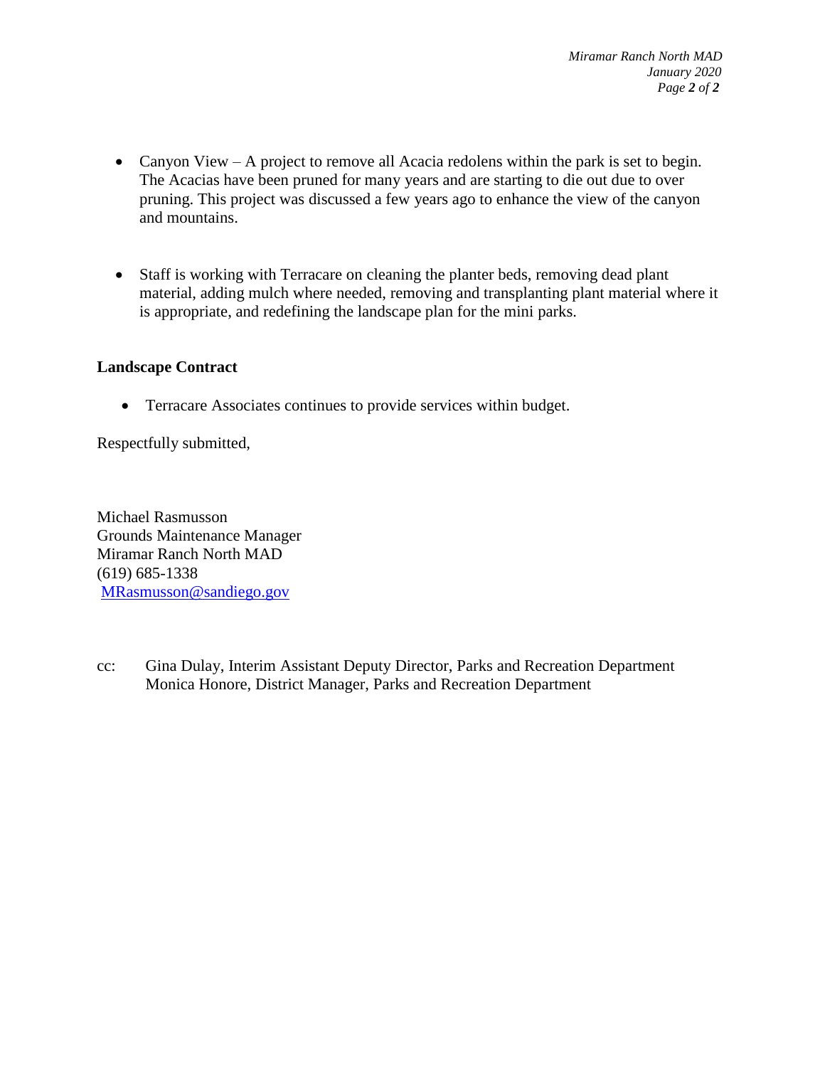- Canyon View – A project to remove all Acacia redolens within the park is set to begin. The Acacias have been pruned for many years and are starting to die out due to over pruning. This project was discussed a few years ago to enhance the view of the canyon and mountains.

- Staff is working with Terracare on cleaning the planter beds, removing dead plant material, adding mulch where needed, removing and transplanting plant material where it is appropriate, and redefining the landscape plan for the mini parks.

**Landscape Contract**

- Terracare Associates continues to provide services within budget.

Respectfully submitted,

Michael Rasmusson
Grounds Maintenance Manager
Miramar Ranch North MAD
(619) 685-1338
MRasmusson@sandiego.gov

cc: Gina Dulay, Interim Assistant Deputy Director, Parks and Recreation Department
Monica Honore, District Manager, Parks and Recreation Department